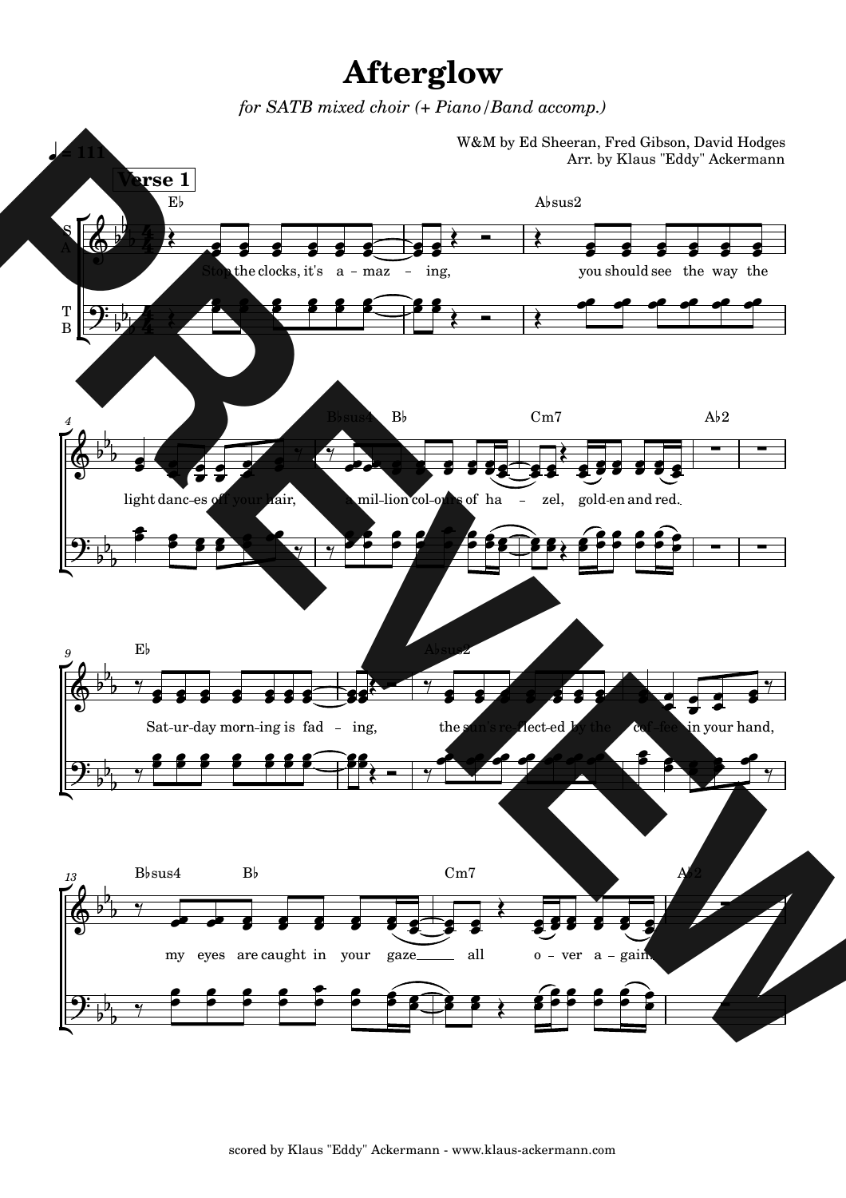# Afterglow

*for SATB mixed choir (+ Piano/Band accomp.)*

W&M by Ed Sheeran, Fred Gibson, David Hodges
Arr. by Klaus "Eddy" Ackermann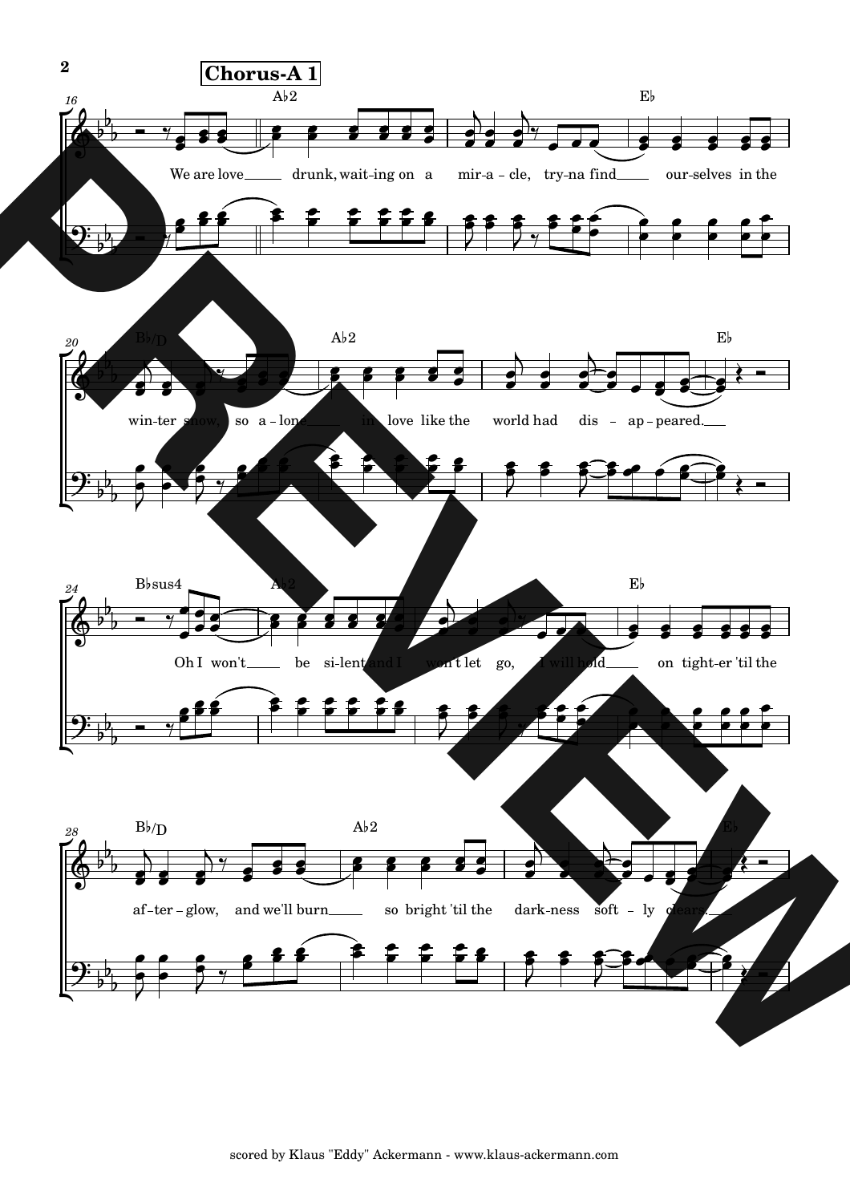**Chorus-A 1**

Ab2 — Eb

We are love drunk, wait-ing on a mir-a-cle, try-na find our-selves in the

Bb/D — Ab2 — Eb

win-ter snow, so a-lone in love like the world had dis-ap-peared.

Bbsus4 — Ab2 — Eb

Oh I won't be si-lent and I won't let go, I will hold on tight-er 'til the

Bb/D — Ab2 — Eb

af-ter-glow, and we'll burn so bright 'til the dark-ness soft-ly clears.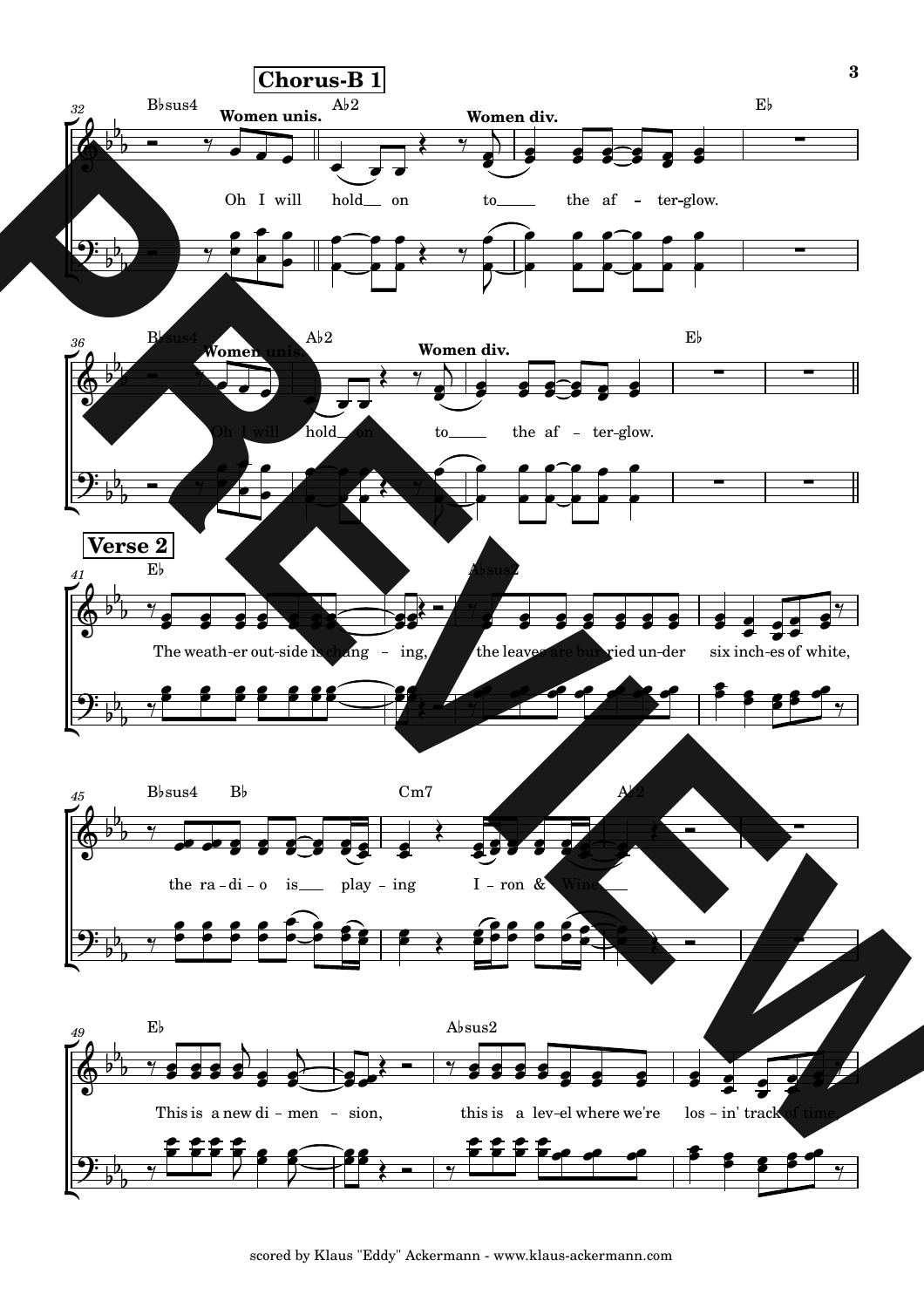## Chorus-B 1

Bb sus4 — Women unis. — Ab2 — Women div. — Eb

Oh I will hold__ on to____ the af - ter-glow.

Bb sus4 — Women unis. — Ab2 — Women div. — Eb

Oh I will hold__ on to____ the af - ter-glow.

## Verse 2

Eb — Ab sus2

The weath-er out-side is chang - ing, the leaves are bur-ied un-der six inch-es of white,

Bb sus4 — Bb — Cm7 — Ab2

the ra - di - o is___ play - ing I - ron & Wine___

Eb — Ab sus2

This is a new di - men - sion, this is a lev-el where we're los - in' track of time,

scored by Klaus "Eddy" Ackermann - www.klaus-ackermann.com